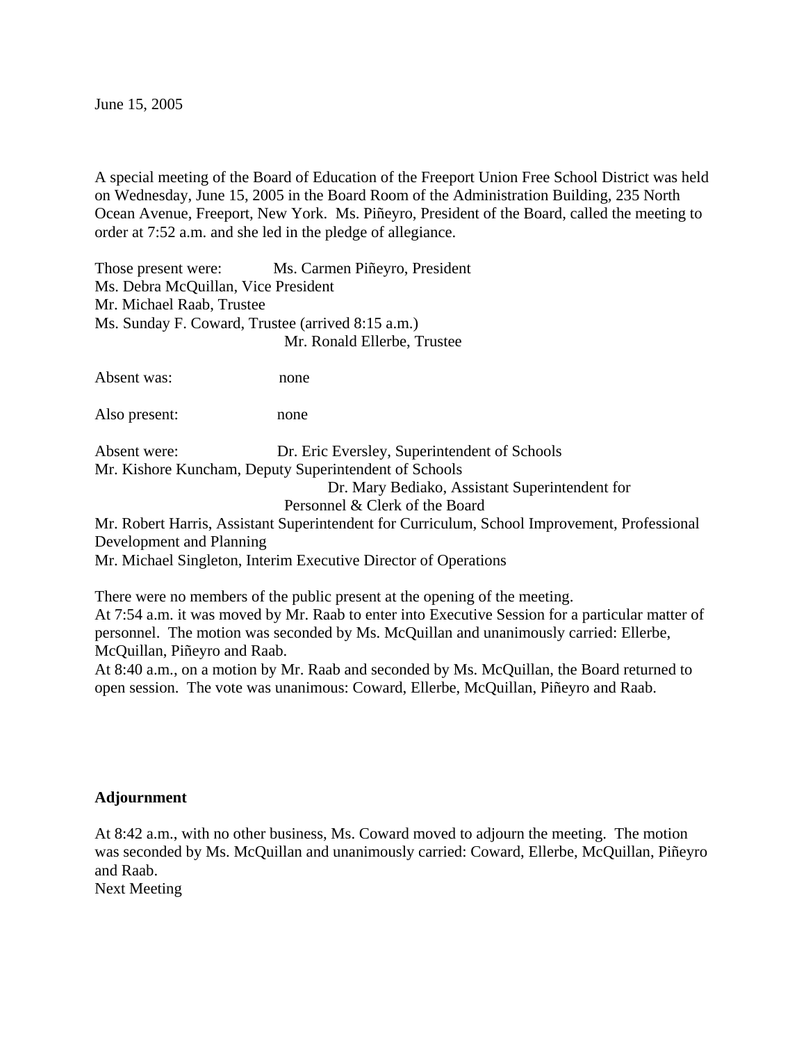June 15, 2005

A special meeting of the Board of Education of the Freeport Union Free School District was held on Wednesday, June 15, 2005 in the Board Room of the Administration Building, 235 North Ocean Avenue, Freeport, New York. Ms. Piñeyro, President of the Board, called the meeting to order at 7:52 a.m. and she led in the pledge of allegiance.

Those present were: Ms. Carmen Piñeyro, President
Ms. Debra McQuillan, Vice President
Mr. Michael Raab, Trustee
Ms. Sunday F. Coward, Trustee (arrived 8:15 a.m.)
Mr. Ronald Ellerbe, Trustee

Absent was: none

Also present: none

Absent were: Dr. Eric Eversley, Superintendent of Schools
Mr. Kishore Kuncham, Deputy Superintendent of Schools
Dr. Mary Bediako, Assistant Superintendent for Personnel & Clerk of the Board
Mr. Robert Harris, Assistant Superintendent for Curriculum, School Improvement, Professional Development and Planning
Mr. Michael Singleton, Interim Executive Director of Operations

There were no members of the public present at the opening of the meeting.
At 7:54 a.m. it was moved by Mr. Raab to enter into Executive Session for a particular matter of personnel. The motion was seconded by Ms. McQuillan and unanimously carried: Ellerbe, McQuillan, Piñeyro and Raab.
At 8:40 a.m., on a motion by Mr. Raab and seconded by Ms. McQuillan, the Board returned to open session. The vote was unanimous: Coward, Ellerbe, McQuillan, Piñeyro and Raab.

**Adjournment**

At 8:42 a.m., with no other business, Ms. Coward moved to adjourn the meeting. The motion was seconded by Ms. McQuillan and unanimously carried: Coward, Ellerbe, McQuillan, Piñeyro and Raab.
Next Meeting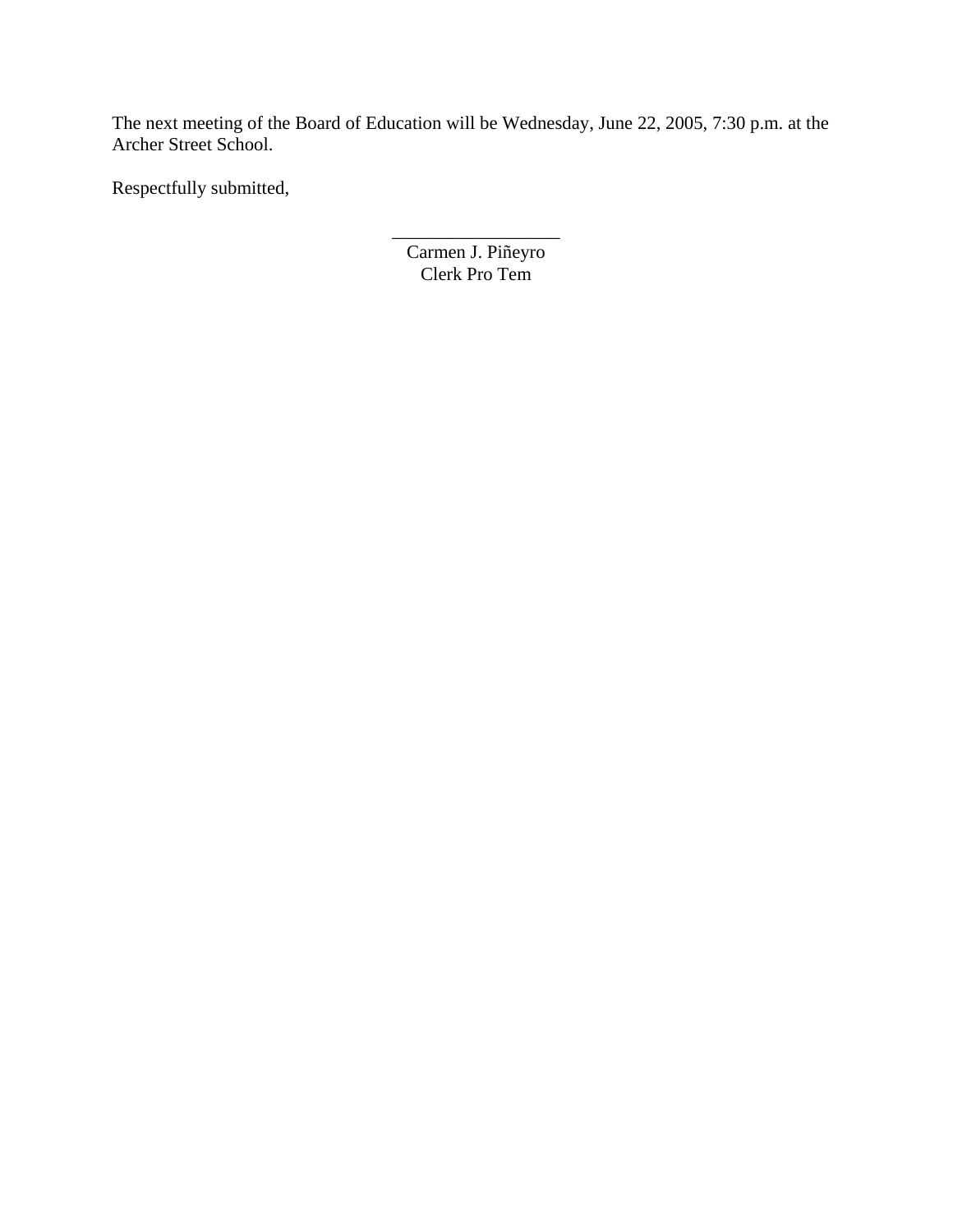The next meeting of the Board of Education will be Wednesday, June 22, 2005, 7:30 p.m. at the Archer Street School.

Respectfully submitted,

\_\_\_\_\_\_\_\_\_\_\_\_\_\_\_\_\_\_\_\_

Carmen J. Piñeyro
Clerk Pro Tem